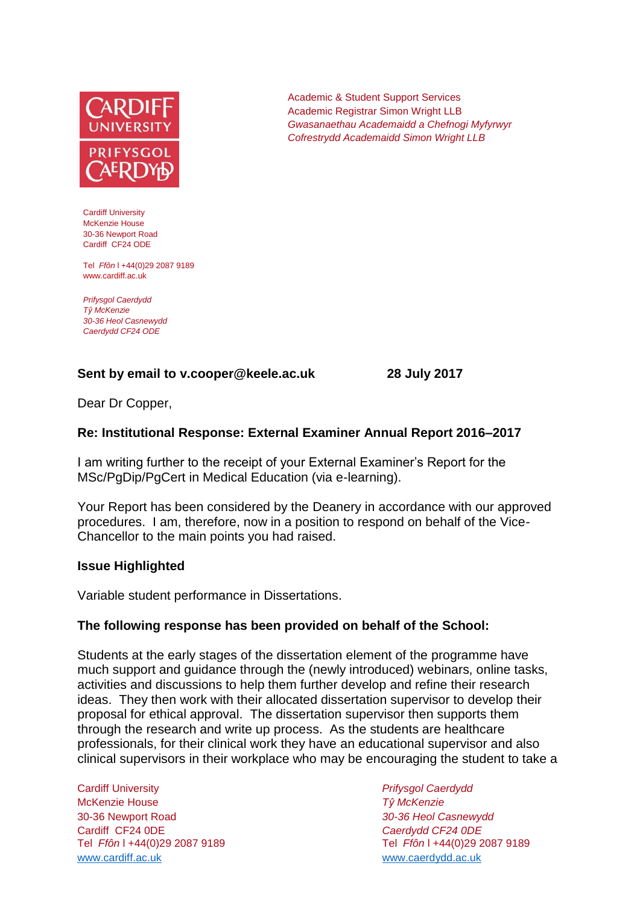Academic & Student Support Services
Academic Registrar Simon Wright LLB
*Gwasanaethau Academaidd a Chefnogi Myfyrwyr*
*Cofrestrydd Academaidd Simon Wright LLB*

Cardiff University
McKenzie House
30-36 Newport Road
Cardiff CF24 ODE

Tel *Ffôn* l +44(0)29 2087 9189
www.cardiff.ac.uk

*Prifysgol Caerdydd*
*Tŷ McKenzie*
*30-36 Heol Casnewydd*
*Caerdydd CF24 ODE*

**Sent by email to v.cooper@keele.ac.uk** **28 July 2017**

Dear Dr Copper,

**Re: Institutional Response: External Examiner Annual Report 2016–2017**

I am writing further to the receipt of your External Examiner's Report for the MSc/PgDip/PgCert in Medical Education (via e-learning).

Your Report has been considered by the Deanery in accordance with our approved procedures. I am, therefore, now in a position to respond on behalf of the Vice-Chancellor to the main points you had raised.

**Issue Highlighted**

Variable student performance in Dissertations.

**The following response has been provided on behalf of the School:**

Students at the early stages of the dissertation element of the programme have much support and guidance through the (newly introduced) webinars, online tasks, activities and discussions to help them further develop and refine their research ideas. They then work with their allocated dissertation supervisor to develop their proposal for ethical approval. The dissertation supervisor then supports them through the research and write up process. As the students are healthcare professionals, for their clinical work they have an educational supervisor and also clinical supervisors in their workplace who may be encouraging the student to take a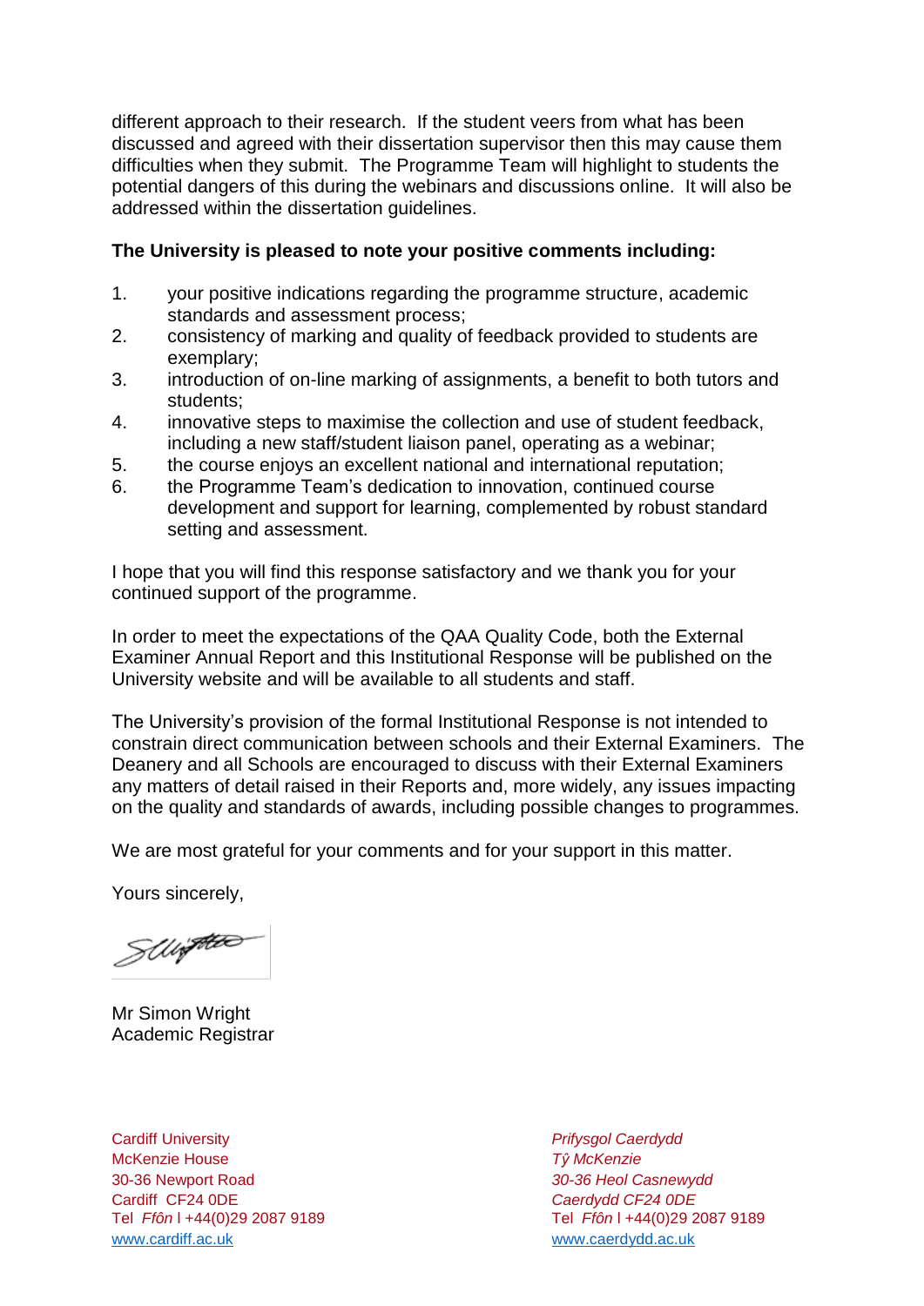different approach to their research. If the student veers from what has been discussed and agreed with their dissertation supervisor then this may cause them difficulties when they submit. The Programme Team will highlight to students the potential dangers of this during the webinars and discussions online. It will also be addressed within the dissertation guidelines.

**The University is pleased to note your positive comments including:**

1. your positive indications regarding the programme structure, academic standards and assessment process;
2. consistency of marking and quality of feedback provided to students are exemplary;
3. introduction of on-line marking of assignments, a benefit to both tutors and students;
4. innovative steps to maximise the collection and use of student feedback, including a new staff/student liaison panel, operating as a webinar;
5. the course enjoys an excellent national and international reputation;
6. the Programme Team's dedication to innovation, continued course development and support for learning, complemented by robust standard setting and assessment.

I hope that you will find this response satisfactory and we thank you for your continued support of the programme.

In order to meet the expectations of the QAA Quality Code, both the External Examiner Annual Report and this Institutional Response will be published on the University website and will be available to all students and staff.

The University's provision of the formal Institutional Response is not intended to constrain direct communication between schools and their External Examiners. The Deanery and all Schools are encouraged to discuss with their External Examiners any matters of detail raised in their Reports and, more widely, any issues impacting on the quality and standards of awards, including possible changes to programmes.

We are most grateful for your comments and for your support in this matter.

Yours sincerely,

Mr Simon Wright
Academic Registrar

Cardiff University
McKenzie House
30-36 Newport Road
Cardiff CF24 0DE
Tel *Ffôn* l +44(0)29 2087 9189
www.cardiff.ac.uk

*Prifysgol Caerdydd*
*Tŷ McKenzie*
*30-36 Heol Casnewydd*
*Caerdydd CF24 0DE*
Tel *Ffôn* l +44(0)29 2087 9189
www.caerdydd.ac.uk